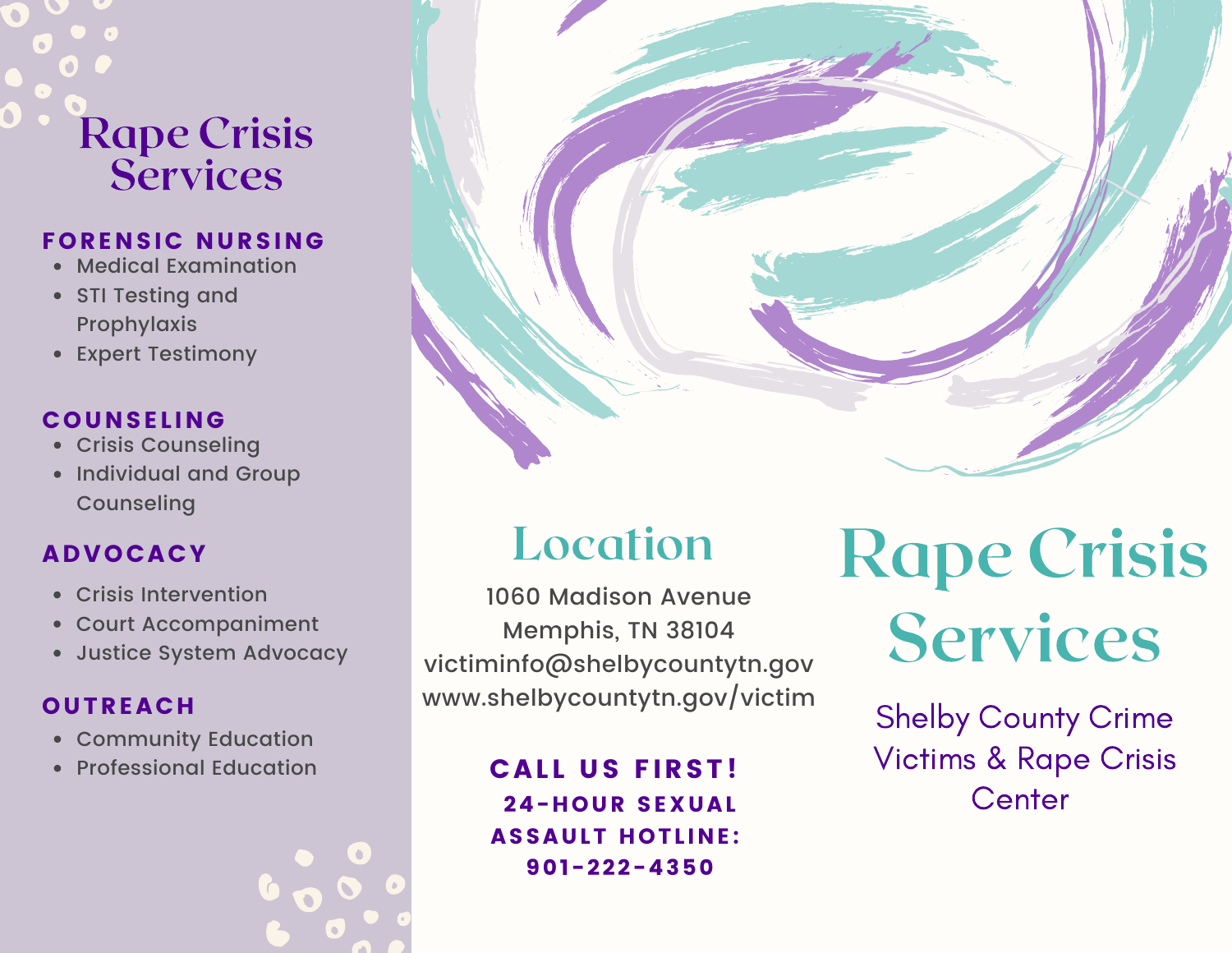# Rape Crisis Services

### FORENSIC NURSING

- Medical Examination
- STI Testing and Prophylaxis
- Expert Testimony

### COUNSELING

- Crisis Counseling
- Individual and Group Counseling

### ADVOCACY

- Crisis Intervention
- Court Accompaniment
- Justice System Advocacy

### OUTREACH

- Community Education
- Professional Education

## Location

1060 Madison Avenue
Memphis, TN 38104
victiminfo@shelbycountytn.gov
www.shelbycountytn.gov/victim

**CALL US FIRST!**
**24-HOUR SEXUAL ASSAULT HOTLINE:**
**901-222-4350**

# Rape Crisis Services

Shelby County Crime Victims & Rape Crisis Center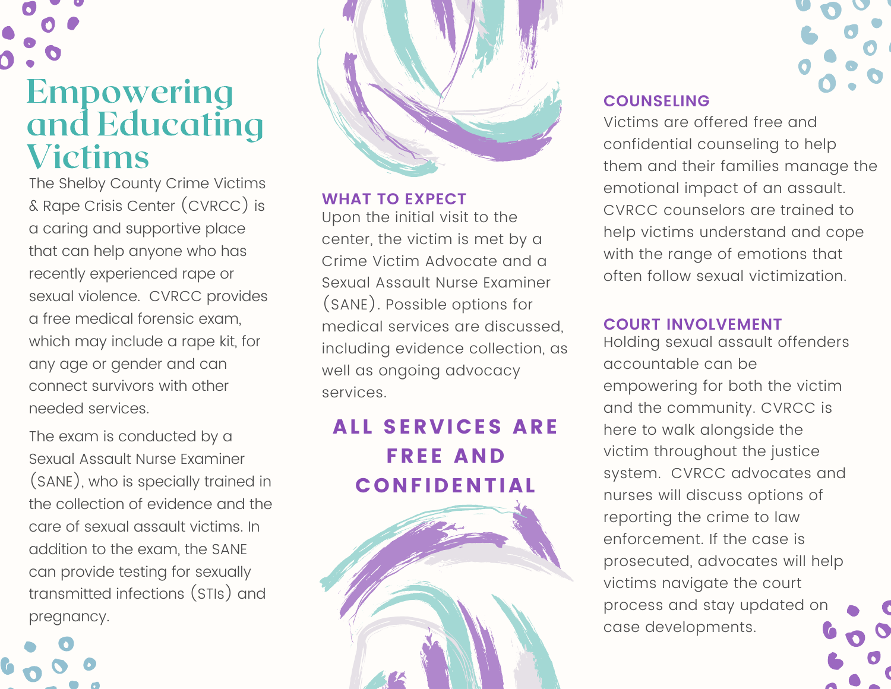# Empowering and Educating Victims

The Shelby County Crime Victims & Rape Crisis Center (CVRCC) is a caring and supportive place that can help anyone who has recently experienced rape or sexual violence. CVRCC provides a free medical forensic exam, which may include a rape kit, for any age or gender and can connect survivors with other needed services.

The exam is conducted by a Sexual Assault Nurse Examiner (SANE), who is specially trained in the collection of evidence and the care of sexual assault victims. In addition to the exam, the SANE can provide testing for sexually transmitted infections (STIs) and pregnancy.

## WHAT TO EXPECT

Upon the initial visit to the center, the victim is met by a Crime Victim Advocate and a Sexual Assault Nurse Examiner (SANE). Possible options for medical services are discussed, including evidence collection, as well as ongoing advocacy services.

**ALL SERVICES ARE FREE AND CONFIDENTIAL**

## COUNSELING

Victims are offered free and confidential counseling to help them and their families manage the emotional impact of an assault. CVRCC counselors are trained to help victims understand and cope with the range of emotions that often follow sexual victimization.

## COURT INVOLVEMENT

Holding sexual assault offenders accountable can be empowering for both the victim and the community. CVRCC is here to walk alongside the victim throughout the justice system. CVRCC advocates and nurses will discuss options of reporting the crime to law enforcement. If the case is prosecuted, advocates will help victims navigate the court process and stay updated on case developments.